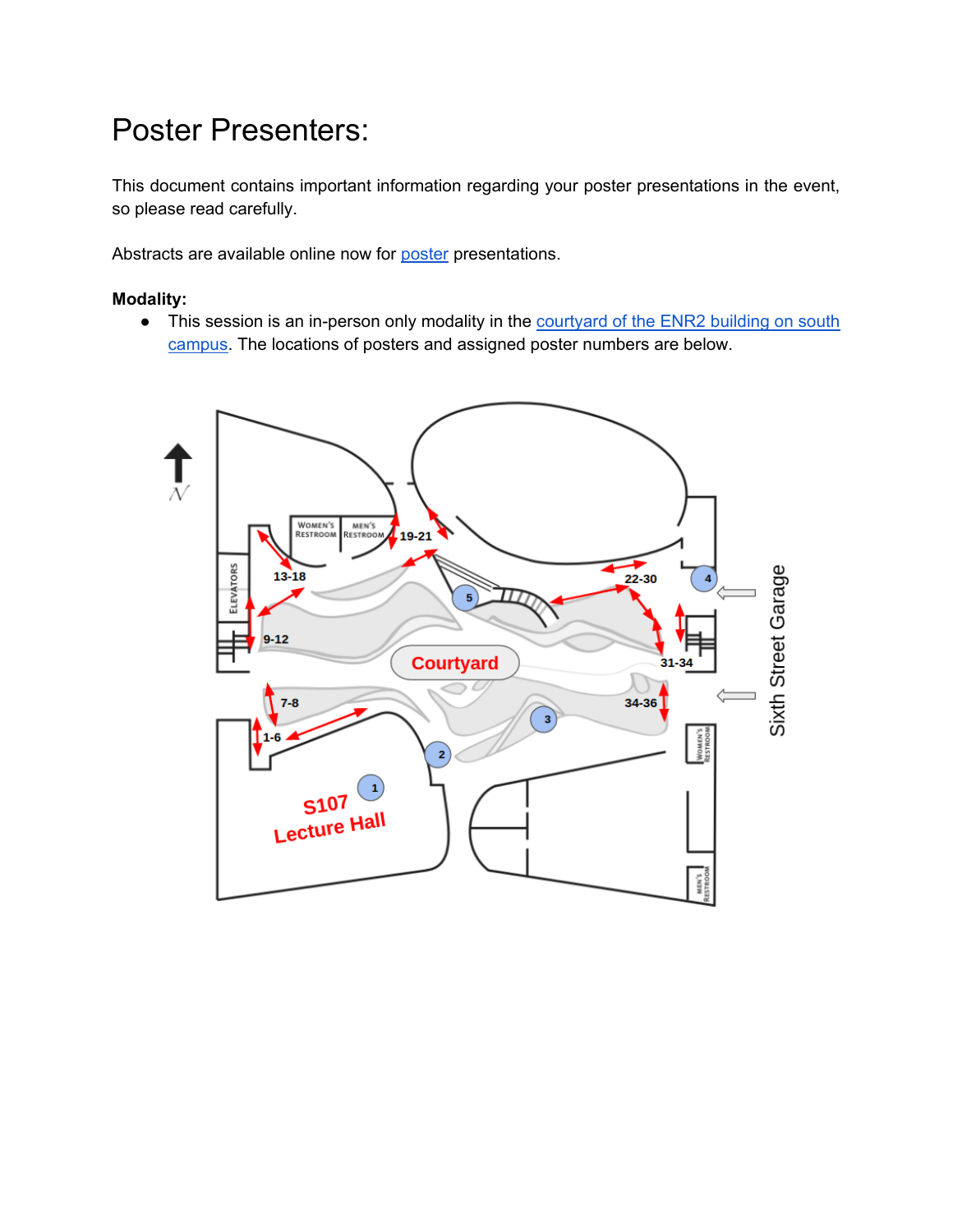# Poster Presenters:

This document contains important information regarding your poster presentations in the event, so please read carefully.

Abstracts are available online now for [poster]() presentations.

**Modality:**

- This session is an in-person only modality in the [courtyard of the ENR2 building on south campus](). The locations of posters and assigned poster numbers are below.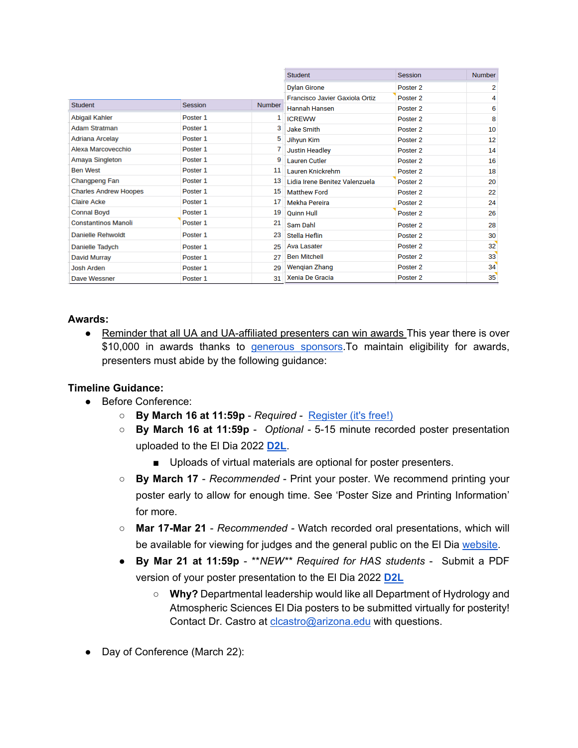| Student | Session | Number |
|---|---|---|
| Abigail Kahler | Poster 1 | 1 |
| Adam Stratman | Poster 1 | 3 |
| Adriana Arcelay | Poster 1 | 5 |
| Alexa Marcovecchio | Poster 1 | 7 |
| Amaya Singleton | Poster 1 | 9 |
| Ben West | Poster 1 | 11 |
| Changpeng Fan | Poster 1 | 13 |
| Charles Andrew Hoopes | Poster 1 | 15 |
| Claire Acke | Poster 1 | 17 |
| Connal Boyd | Poster 1 | 19 |
| Constantinos Manoli | Poster 1 | 21 |
| Danielle Rehwoldt | Poster 1 | 23 |
| Danielle Tadych | Poster 1 | 25 |
| David Murray | Poster 1 | 27 |
| Josh Arden | Poster 1 | 29 |
| Dave Wessner | Poster 1 | 31 |

| Student | Session | Number |
|---|---|---|
| Dylan Girone | Poster 2 | 2 |
| Francisco Javier Gaxiola Ortiz | Poster 2 | 4 |
| Hannah Hansen | Poster 2 | 6 |
| ICREWW | Poster 2 | 8 |
| Jake Smith | Poster 2 | 10 |
| Jihyun Kim | Poster 2 | 12 |
| Justin Headley | Poster 2 | 14 |
| Lauren Cutler | Poster 2 | 16 |
| Lauren Knickrehm | Poster 2 | 18 |
| Lidia Irene Benitez Valenzuela | Poster 2 | 20 |
| Matthew Ford | Poster 2 | 22 |
| Mekha Pereira | Poster 2 | 24 |
| Quinn Hull | Poster 2 | 26 |
| Sam Dahl | Poster 2 | 28 |
| Stella Heflin | Poster 2 | 30 |
| Ava Lasater | Poster 2 | 32 |
| Ben Mitchell | Poster 2 | 33 |
| Wenqian Zhang | Poster 2 | 34 |
| Xenia De Gracia | Poster 2 | 35 |

**Awards:**

- Reminder that all UA and UA-affiliated presenters can win awards This year there is over $10,000 in awards thanks to generous sponsors.To maintain eligibility for awards, presenters must abide by the following guidance:

**Timeline Guidance:**

- Before Conference:
  - **By March 16 at 11:59p** - *Required* - Register (it's free!)
  - **By March 16 at 11:59p** - *Optional* - 5-15 minute recorded poster presentation uploaded to the El Dia 2022 **D2L**.
    - Uploads of virtual materials are optional for poster presenters.
  - **By March 17** - *Recommended* - Print your poster. We recommend printing your poster early to allow for enough time. See 'Poster Size and Printing Information' for more.
  - **Mar 17-Mar 21** - *Recommended* - Watch recorded oral presentations, which will be available for viewing for judges and the general public on the El Dia website.
  - **By Mar 21 at 11:59p** - *\*\*NEW\*\* Required for HAS students* - Submit a PDF version of your poster presentation to the El Dia 2022 **D2L**
    - **Why?** Departmental leadership would like all Department of Hydrology and Atmospheric Sciences El Dia posters to be submitted virtually for posterity! Contact Dr. Castro at clcastro@arizona.edu with questions.

- Day of Conference (March 22):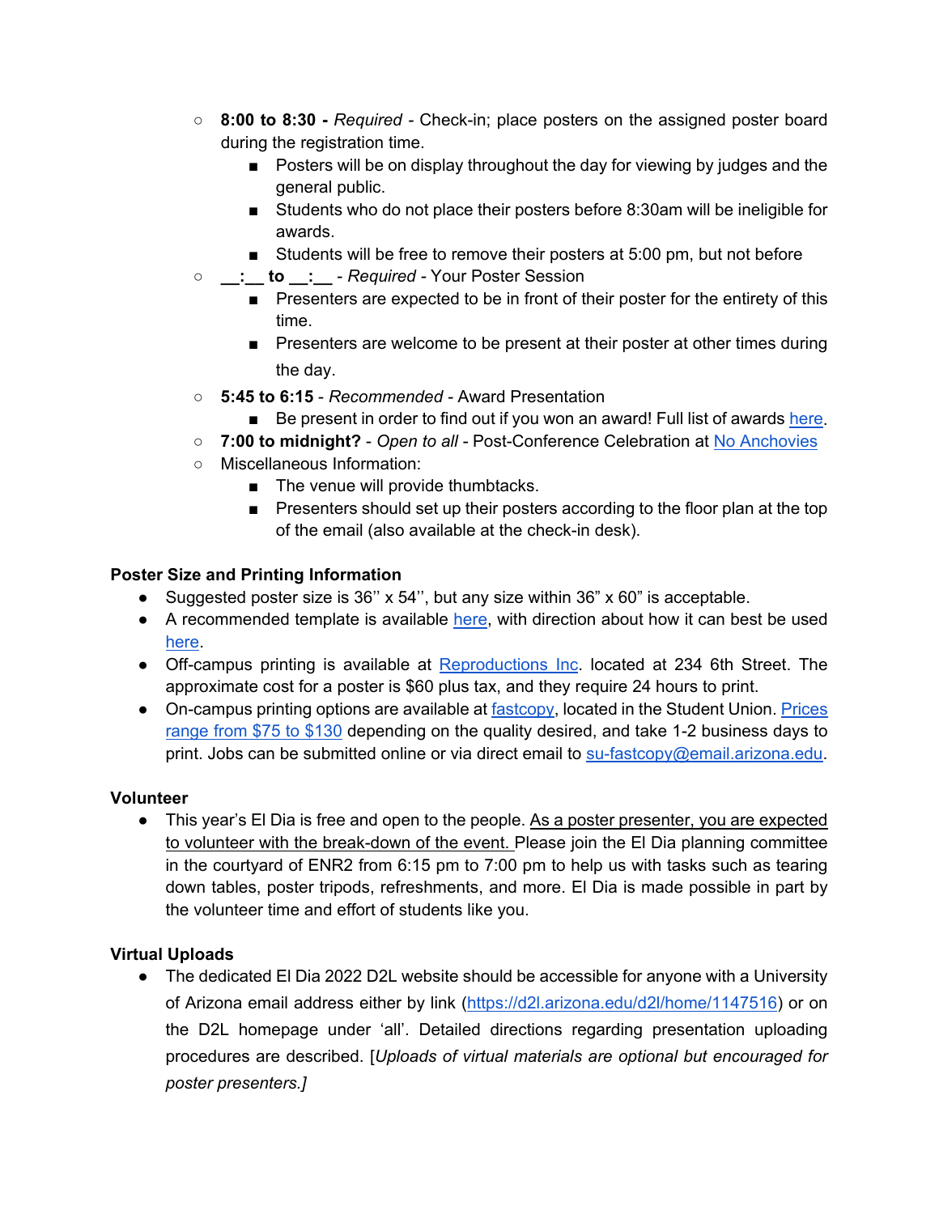- **8:00 to 8:30 -** *Required* - Check-in; place posters on the assigned poster board during the registration time.
  - Posters will be on display throughout the day for viewing by judges and the general public.
  - Students who do not place their posters before 8:30am will be ineligible for awards.
  - Students will be free to remove their posters at 5:00 pm, but not before
- **__:__ to __:__** - *Required* - Your Poster Session
  - Presenters are expected to be in front of their poster for the entirety of this time.
  - Presenters are welcome to be present at their poster at other times during the day.
- **5:45 to 6:15** - *Recommended* - Award Presentation
  - Be present in order to find out if you won an award! Full list of awards here.
- **7:00 to midnight?** - *Open to all* - Post-Conference Celebration at No Anchovies
- Miscellaneous Information:
  - The venue will provide thumbtacks.
  - Presenters should set up their posters according to the floor plan at the top of the email (also available at the check-in desk).

**Poster Size and Printing Information**

- Suggested poster size is 36'' x 54'', but any size within 36" x 60" is acceptable.
- A recommended template is available here, with direction about how it can best be used here.
- Off-campus printing is available at Reproductions Inc. located at 234 6th Street. The approximate cost for a poster is $60 plus tax, and they require 24 hours to print.
- On-campus printing options are available at fastcopy, located in the Student Union. Prices range from $75 to $130 depending on the quality desired, and take 1-2 business days to print. Jobs can be submitted online or via direct email to su-fastcopy@email.arizona.edu.

**Volunteer**

- This year's El Dia is free and open to the people. As a poster presenter, you are expected to volunteer with the break-down of the event. Please join the El Dia planning committee in the courtyard of ENR2 from 6:15 pm to 7:00 pm to help us with tasks such as tearing down tables, poster tripods, refreshments, and more. El Dia is made possible in part by the volunteer time and effort of students like you.

**Virtual Uploads**

- The dedicated El Dia 2022 D2L website should be accessible for anyone with a University of Arizona email address either by link (https://d2l.arizona.edu/d2l/home/1147516) or on the D2L homepage under 'all'. Detailed directions regarding presentation uploading procedures are described. [*Uploads of virtual materials are optional but encouraged for poster presenters.*]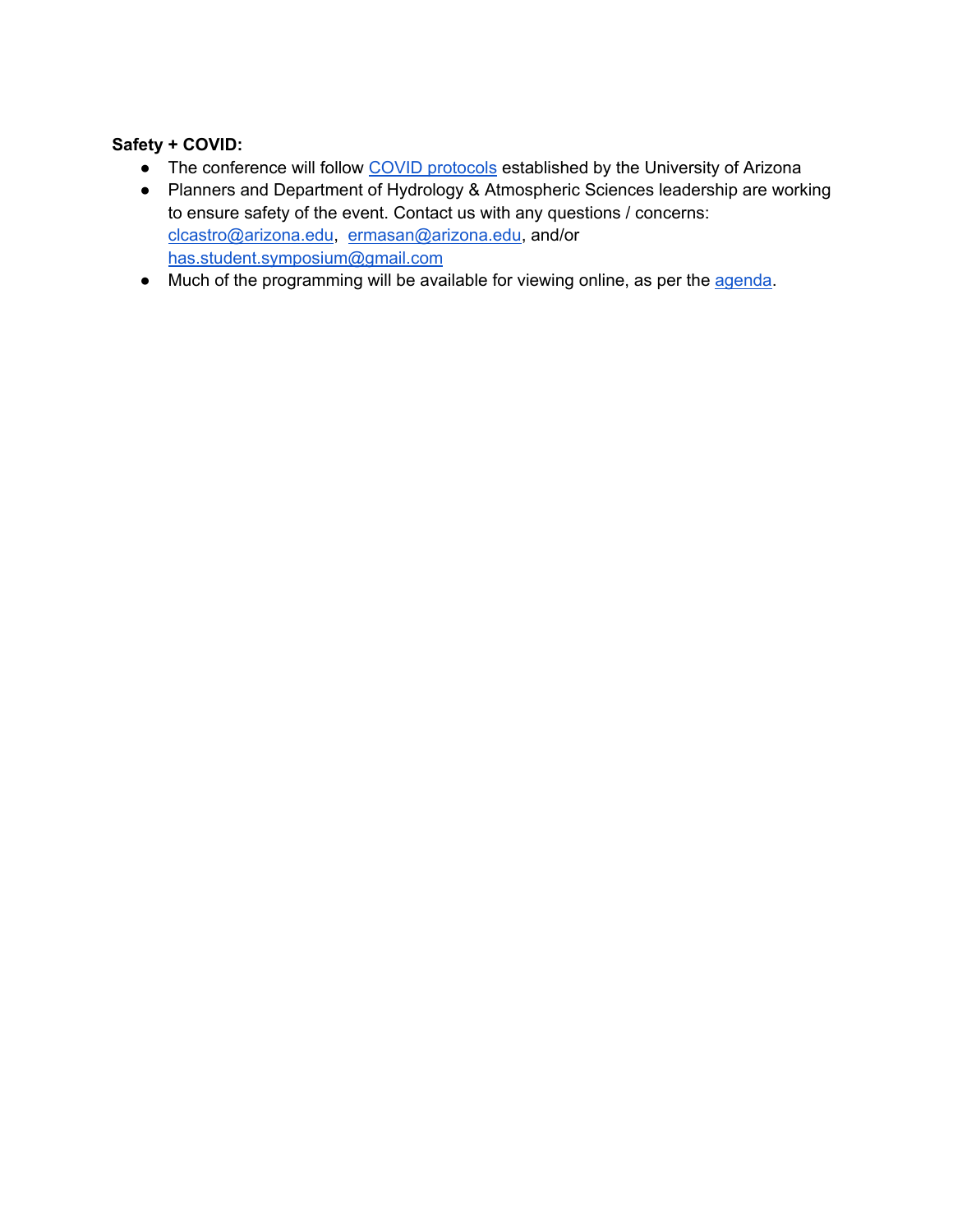**Safety + COVID:**

- The conference will follow COVID protocols established by the University of Arizona
- Planners and Department of Hydrology & Atmospheric Sciences leadership are working to ensure safety of the event. Contact us with any questions / concerns: clcastro@arizona.edu, ermasan@arizona.edu, and/or has.student.symposium@gmail.com
- Much of the programming will be available for viewing online, as per the agenda.